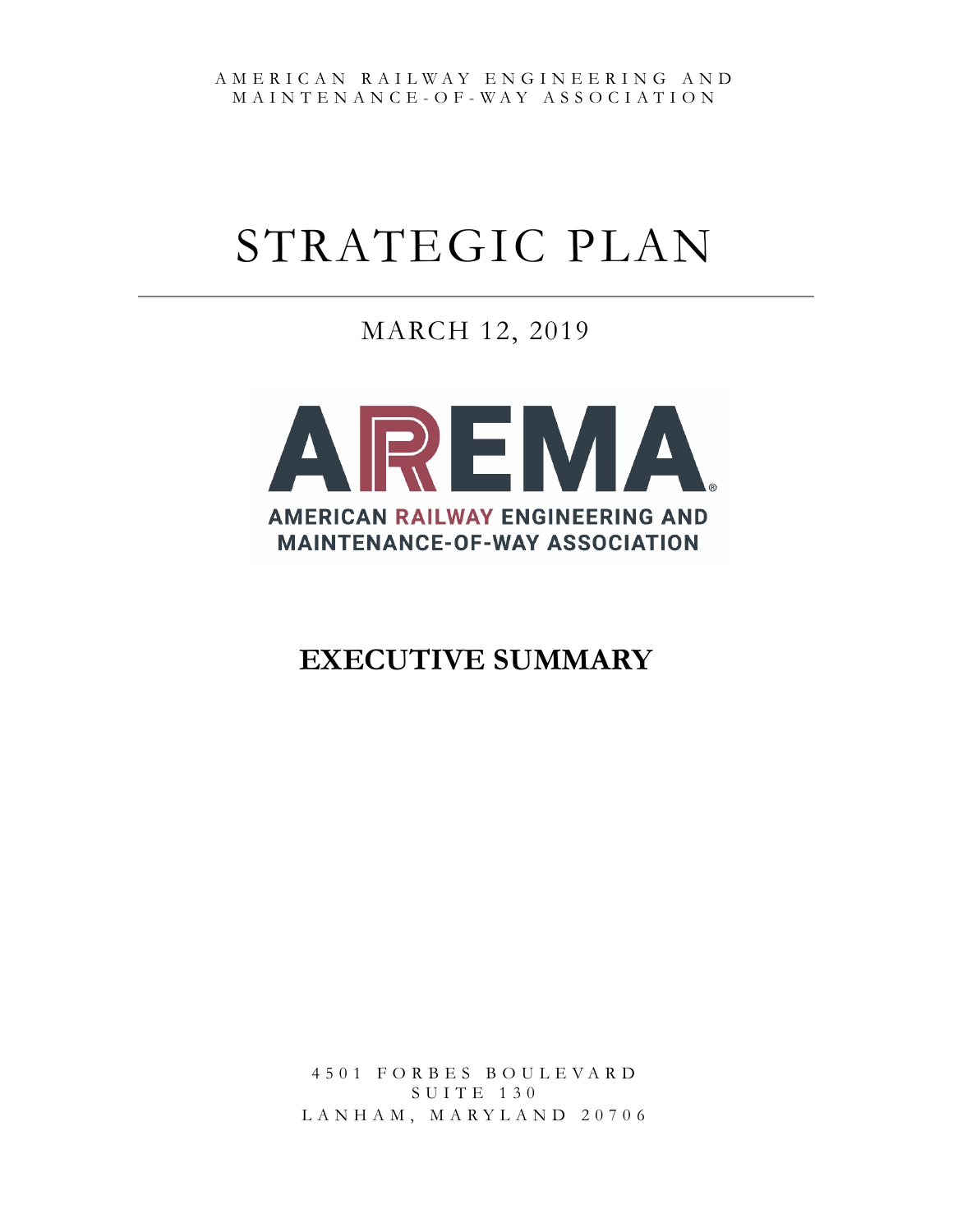AMERICAN RAILWAY ENGINEERING AND MAINTENANCE-OF-WAY ASSOCIATION

# STRATEGIC PLAN

MARCH 12, 2019

AREMA

AMERICAN RAILWAY ENGINEERING AND MAINTENANCE-OF-WAY ASSOCIATION

## EXECUTIVE SUMMARY

4501 FORBES BOULEVARD
SUITE 130
LANHAM, MARYLAND 20706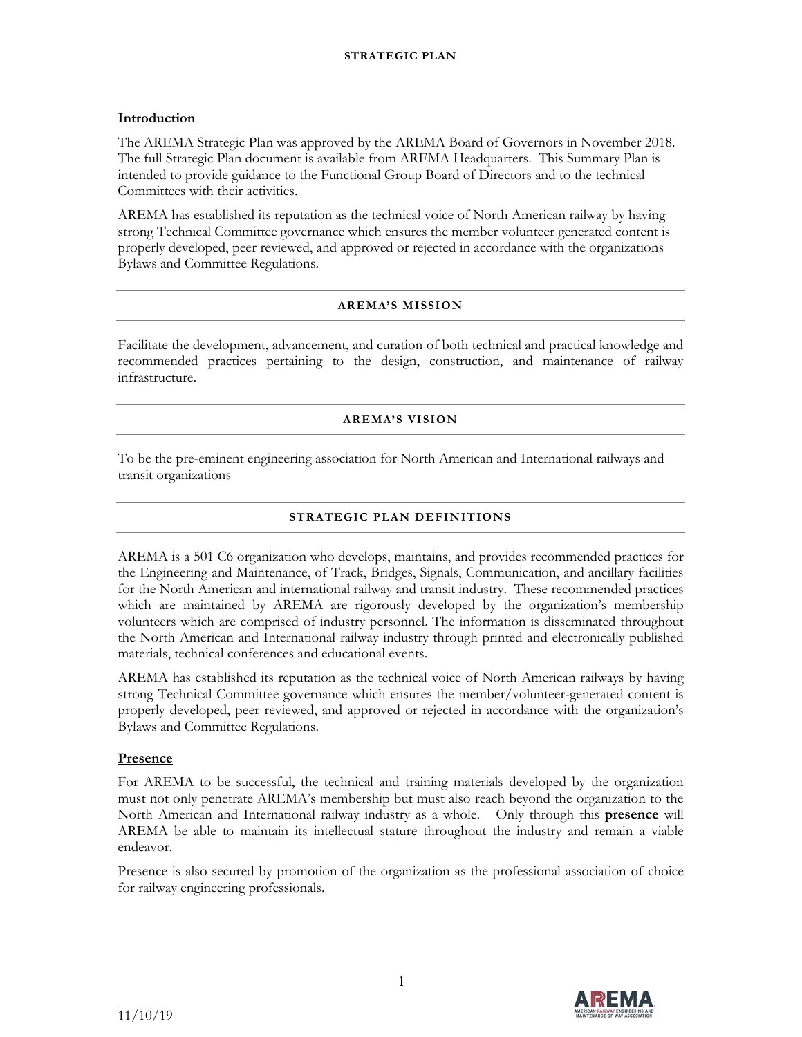# STRATEGIC PLAN

## Introduction

The AREMA Strategic Plan was approved by the AREMA Board of Governors in November 2018. The full Strategic Plan document is available from AREMA Headquarters. This Summary Plan is intended to provide guidance to the Functional Group Board of Directors and to the technical Committees with their activities.

AREMA has established its reputation as the technical voice of North American railway by having strong Technical Committee governance which ensures the member volunteer generated content is properly developed, peer reviewed, and approved or rejected in accordance with the organizations Bylaws and Committee Regulations.

## AREMA'S MISSION

Facilitate the development, advancement, and curation of both technical and practical knowledge and recommended practices pertaining to the design, construction, and maintenance of railway infrastructure.

## AREMA'S VISION

To be the pre-eminent engineering association for North American and International railways and transit organizations

## STRATEGIC PLAN DEFINITIONS

AREMA is a 501 C6 organization who develops, maintains, and provides recommended practices for the Engineering and Maintenance, of Track, Bridges, Signals, Communication, and ancillary facilities for the North American and international railway and transit industry. These recommended practices which are maintained by AREMA are rigorously developed by the organization's membership volunteers which are comprised of industry personnel. The information is disseminated throughout the North American and International railway industry through printed and electronically published materials, technical conferences and educational events.

AREMA has established its reputation as the technical voice of North American railways by having strong Technical Committee governance which ensures the member/volunteer-generated content is properly developed, peer reviewed, and approved or rejected in accordance with the organization's Bylaws and Committee Regulations.

### Presence

For AREMA to be successful, the technical and training materials developed by the organization must not only penetrate AREMA's membership but must also reach beyond the organization to the North American and International railway industry as a whole. Only through this **presence** will AREMA be able to maintain its intellectual stature throughout the industry and remain a viable endeavor.

Presence is also secured by promotion of the organization as the professional association of choice for railway engineering professionals.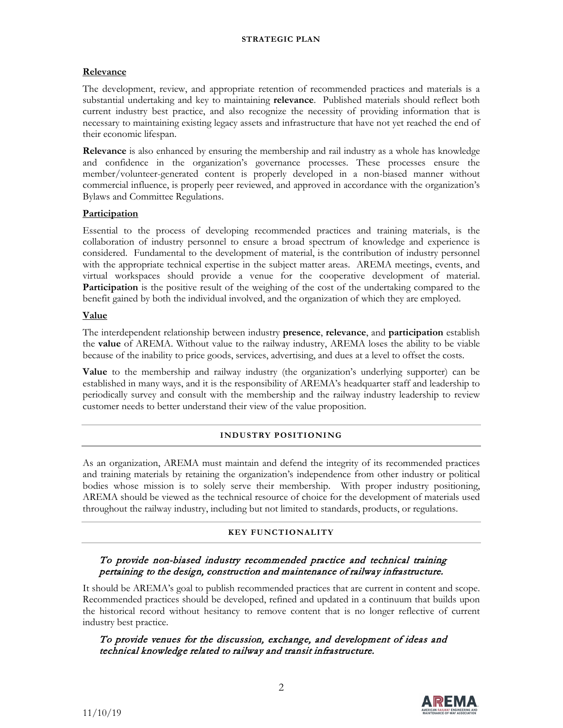### Relevance

The development, review, and appropriate retention of recommended practices and materials is a substantial undertaking and key to maintaining **relevance**. Published materials should reflect both current industry best practice, and also recognize the necessity of providing information that is necessary to maintaining existing legacy assets and infrastructure that have not yet reached the end of their economic lifespan.

**Relevance** is also enhanced by ensuring the membership and rail industry as a whole has knowledge and confidence in the organization's governance processes. These processes ensure the member/volunteer-generated content is properly developed in a non-biased manner without commercial influence, is properly peer reviewed, and approved in accordance with the organization's Bylaws and Committee Regulations.

### Participation

Essential to the process of developing recommended practices and training materials, is the collaboration of industry personnel to ensure a broad spectrum of knowledge and experience is considered. Fundamental to the development of material, is the contribution of industry personnel with the appropriate technical expertise in the subject matter areas. AREMA meetings, events, and virtual workspaces should provide a venue for the cooperative development of material. **Participation** is the positive result of the weighing of the cost of the undertaking compared to the benefit gained by both the individual involved, and the organization of which they are employed.

### Value

The interdependent relationship between industry **presence**, **relevance**, and **participation** establish the **value** of AREMA. Without value to the railway industry, AREMA loses the ability to be viable because of the inability to price goods, services, advertising, and dues at a level to offset the costs.

**Value** to the membership and railway industry (the organization's underlying supporter) can be established in many ways, and it is the responsibility of AREMA's headquarter staff and leadership to periodically survey and consult with the membership and the railway industry leadership to review customer needs to better understand their view of the value proposition.

## INDUSTRY POSITIONING

As an organization, AREMA must maintain and defend the integrity of its recommended practices and training materials by retaining the organization's independence from other industry or political bodies whose mission is to solely serve their membership. With proper industry positioning, AREMA should be viewed as the technical resource of choice for the development of materials used throughout the railway industry, including but not limited to standards, products, or regulations.

## KEY FUNCTIONALITY

*To provide non-biased industry recommended practice and technical training pertaining to the design, construction and maintenance of railway infrastructure.*

It should be AREMA's goal to publish recommended practices that are current in content and scope. Recommended practices should be developed, refined and updated in a continuum that builds upon the historical record without hesitancy to remove content that is no longer reflective of current industry best practice.

*To provide venues for the discussion, exchange, and development of ideas and technical knowledge related to railway and transit infrastructure.*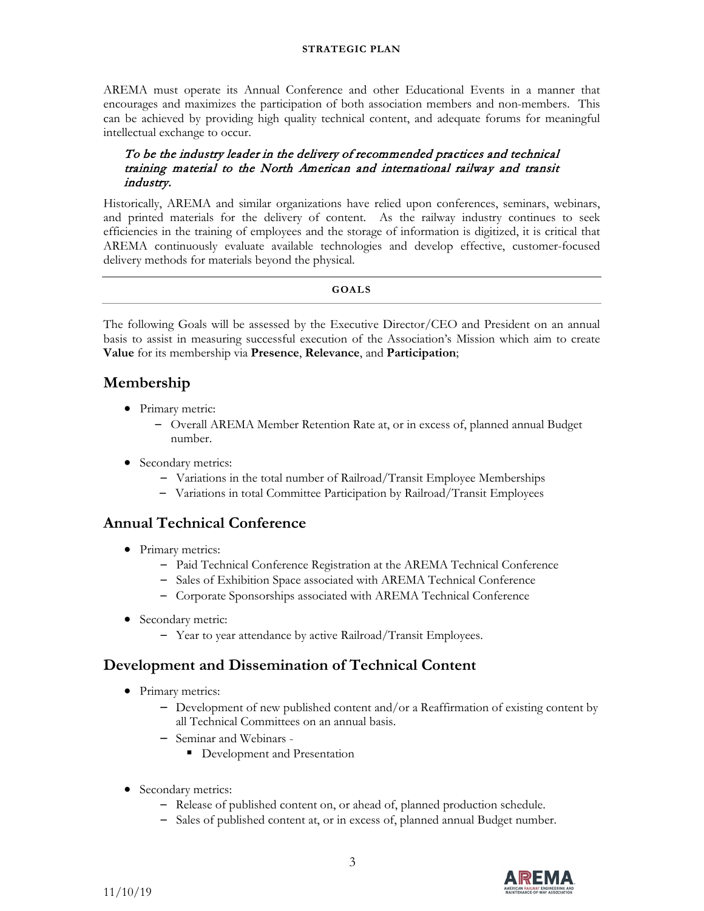AREMA must operate its Annual Conference and other Educational Events in a manner that encourages and maximizes the participation of both association members and non-members. This can be achieved by providing high quality technical content, and adequate forums for meaningful intellectual exchange to occur.

> *To be the industry leader in the delivery of recommended practices and technical training material to the North American and international railway and transit industry.*

Historically, AREMA and similar organizations have relied upon conferences, seminars, webinars, and printed materials for the delivery of content. As the railway industry continues to seek efficiencies in the training of employees and the storage of information is digitized, it is critical that AREMA continuously evaluate available technologies and develop effective, customer-focused delivery methods for materials beyond the physical.

---

**GOALS**

---

The following Goals will be assessed by the Executive Director/CEO and President on an annual basis to assist in measuring successful execution of the Association's Mission which aim to create **Value** for its membership via **Presence**, **Relevance**, and **Participation**;

## Membership

- Primary metric:
  - Overall AREMA Member Retention Rate at, or in excess of, planned annual Budget number.
- Secondary metrics:
  - Variations in the total number of Railroad/Transit Employee Memberships
  - Variations in total Committee Participation by Railroad/Transit Employees

## Annual Technical Conference

- Primary metrics:
  - Paid Technical Conference Registration at the AREMA Technical Conference
  - Sales of Exhibition Space associated with AREMA Technical Conference
  - Corporate Sponsorships associated with AREMA Technical Conference
- Secondary metric:
  - Year to year attendance by active Railroad/Transit Employees.

## Development and Dissemination of Technical Content

- Primary metrics:
  - Development of new published content and/or a Reaffirmation of existing content by all Technical Committees on an annual basis.
  - Seminar and Webinars -
    - Development and Presentation
- Secondary metrics:
  - Release of published content on, or ahead of, planned production schedule.
  - Sales of published content at, or in excess of, planned annual Budget number.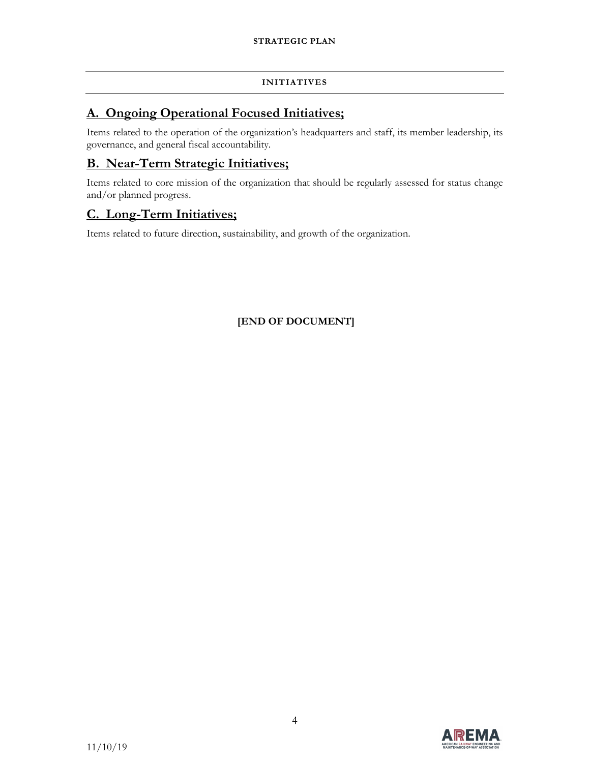## INITIATIVES

## A. Ongoing Operational Focused Initiatives;

Items related to the operation of the organization's headquarters and staff, its member leadership, its governance, and general fiscal accountability.

## B. Near-Term Strategic Initiatives;

Items related to core mission of the organization that should be regularly assessed for status change and/or planned progress.

## C. Long-Term Initiatives;

Items related to future direction, sustainability, and growth of the organization.

**[END OF DOCUMENT]**